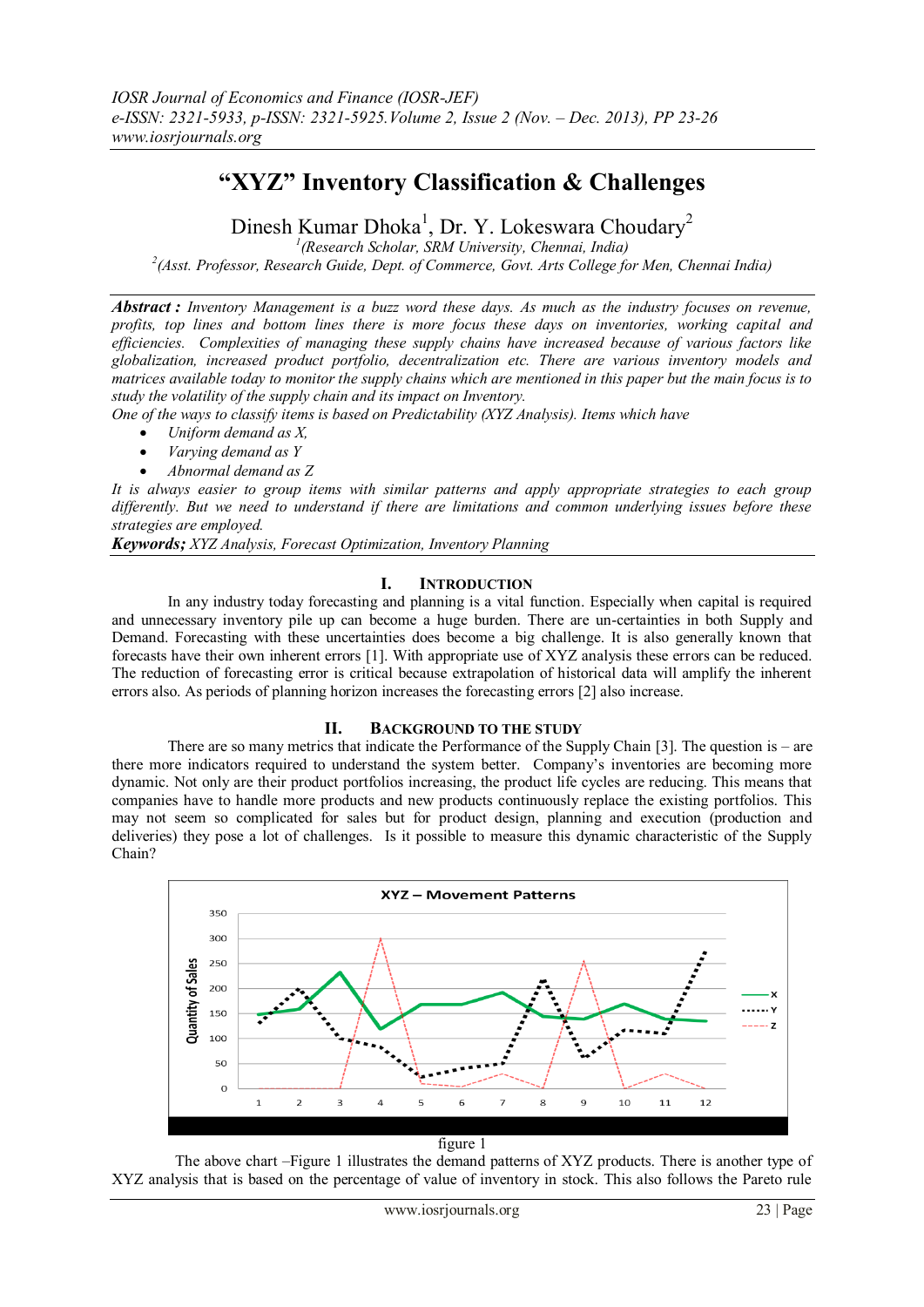# "XYZ" Inventory Classification & Challenges

Dinesh Kumar Dhoka[1], Dr. Y. Lokeswara Choudary[2]

[1](Research Scholar, SRM University, Chennai, India)
[2](Asst. Professor, Research Guide, Dept. of Commerce, Govt. Arts College for Men, Chennai India)

***Abstract :*** *Inventory Management is a buzz word these days. As much as the industry focuses on revenue, profits, top lines and bottom lines there is more focus these days on inventories, working capital and efficiencies. Complexities of managing these supply chains have increased because of various factors like globalization, increased product portfolio, decentralization etc. There are various inventory models and matrices available today to monitor the supply chains which are mentioned in this paper but the main focus is to study the volatility of the supply chain and its impact on Inventory.*

*One of the ways to classify items is based on Predictability (XYZ Analysis). Items which have*

- *Uniform demand as X,*
- *Varying demand as Y*
- *Abnormal demand as Z*

*It is always easier to group items with similar patterns and apply appropriate strategies to each group differently. But we need to understand if there are limitations and common underlying issues before these strategies are employed.*

***Keywords;*** *XYZ Analysis, Forecast Optimization, Inventory Planning*

## I. Introduction

In any industry today forecasting and planning is a vital function. Especially when capital is required and unnecessary inventory pile up can become a huge burden. There are un-certainties in both Supply and Demand. Forecasting with these uncertainties does become a big challenge. It is also generally known that forecasts have their own inherent errors [1]. With appropriate use of XYZ analysis these errors can be reduced. The reduction of forecasting error is critical because extrapolation of historical data will amplify the inherent errors also. As periods of planning horizon increases the forecasting errors [2] also increase.

## II. Background to the Study

There are so many metrics that indicate the Performance of the Supply Chain [3]. The question is – are there more indicators required to understand the system better. Company's inventories are becoming more dynamic. Not only are their product portfolios increasing, the product life cycles are reducing. This means that companies have to handle more products and new products continuously replace the existing portfolios. This may not seem so complicated for sales but for product design, planning and execution (production and deliveries) they pose a lot of challenges. Is it possible to measure this dynamic characteristic of the Supply Chain?

figure 1

The above chart –Figure 1 illustrates the demand patterns of XYZ products. There is another type of XYZ analysis that is based on the percentage of value of inventory in stock. This also follows the Pareto rule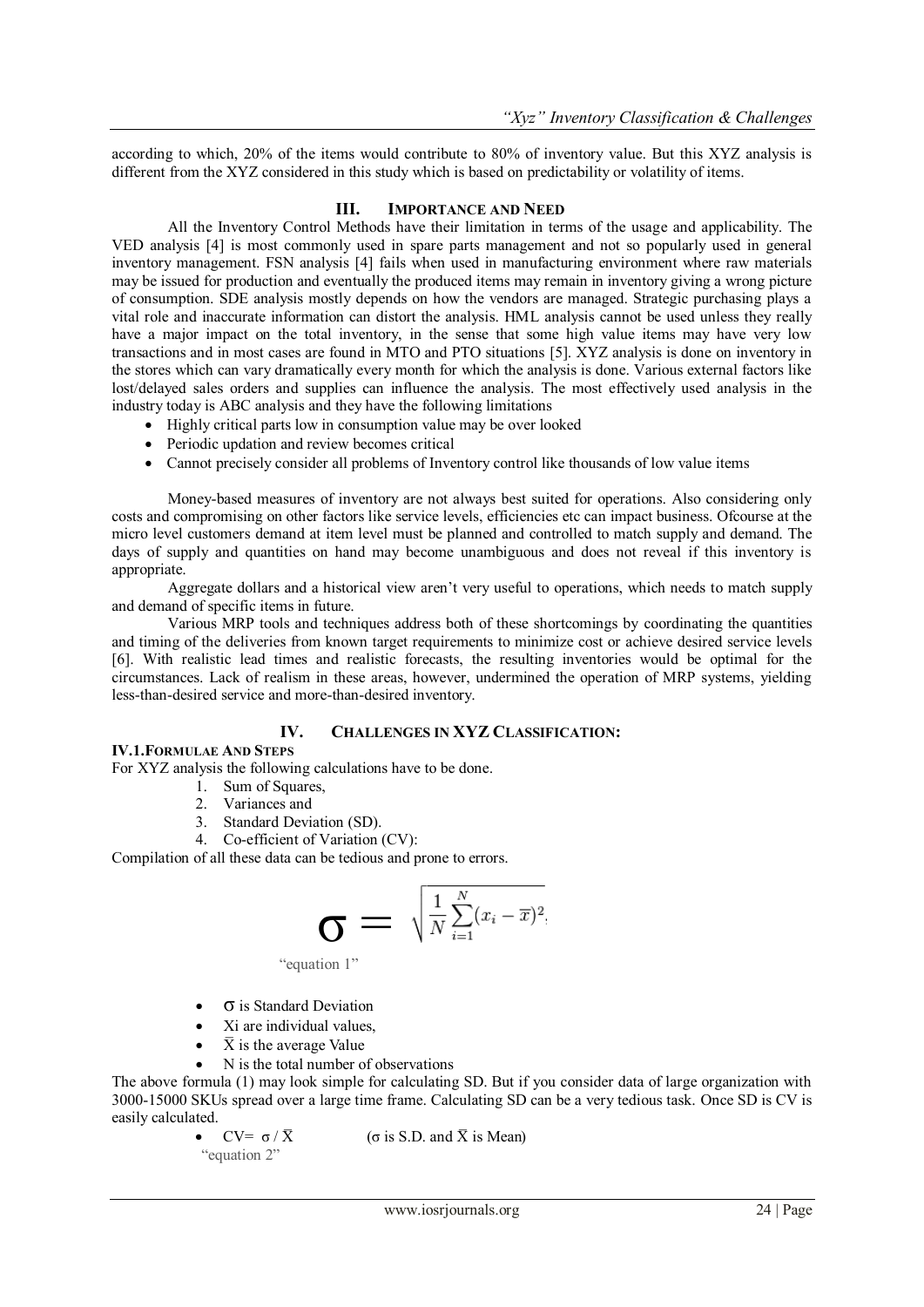according to which, 20% of the items would contribute to 80% of inventory value. But this XYZ analysis is different from the XYZ considered in this study which is based on predictability or volatility of items.

## III. Importance And Need

All the Inventory Control Methods have their limitation in terms of the usage and applicability. The VED analysis [4] is most commonly used in spare parts management and not so popularly used in general inventory management. FSN analysis [4] fails when used in manufacturing environment where raw materials may be issued for production and eventually the produced items may remain in inventory giving a wrong picture of consumption. SDE analysis mostly depends on how the vendors are managed. Strategic purchasing plays a vital role and inaccurate information can distort the analysis. HML analysis cannot be used unless they really have a major impact on the total inventory, in the sense that some high value items may have very low transactions and in most cases are found in MTO and PTO situations [5]. XYZ analysis is done on inventory in the stores which can vary dramatically every month for which the analysis is done. Various external factors like lost/delayed sales orders and supplies can influence the analysis. The most effectively used analysis in the industry today is ABC analysis and they have the following limitations

- Highly critical parts low in consumption value may be over looked
- Periodic updation and review becomes critical
- Cannot precisely consider all problems of Inventory control like thousands of low value items

Money-based measures of inventory are not always best suited for operations. Also considering only costs and compromising on other factors like service levels, efficiencies etc can impact business. Ofcourse at the micro level customers demand at item level must be planned and controlled to match supply and demand. The days of supply and quantities on hand may become unambiguous and does not reveal if this inventory is appropriate.

Aggregate dollars and a historical view aren't very useful to operations, which needs to match supply and demand of specific items in future.

Various MRP tools and techniques address both of these shortcomings by coordinating the quantities and timing of the deliveries from known target requirements to minimize cost or achieve desired service levels [6]. With realistic lead times and realistic forecasts, the resulting inventories would be optimal for the circumstances. Lack of realism in these areas, however, undermined the operation of MRP systems, yielding less-than-desired service and more-than-desired inventory.

## IV. Challenges In XYZ Classification:

### IV.1. Formulae And Steps

For XYZ analysis the following calculations have to be done.

1. Sum of Squares,
2. Variances and
3. Standard Deviation (SD).
4. Co-efficient of Variation (CV):

Compilation of all these data can be tedious and prone to errors.

$$\sigma = \sqrt{\frac{1}{N}\sum_{i=1}^{N}(x_i - \overline{x})^2}$$

"equation 1"

- $\sigma$ is Standard Deviation
- Xi are individual values,
- $\overline{X}$ is the average Value
- N is the total number of observations

The above formula (1) may look simple for calculating SD. But if you consider data of large organization with 3000-15000 SKUs spread over a large time frame. Calculating SD can be a very tedious task. Once SD is CV is easily calculated.

- $CV = \sigma / \overline{X}$ ($\sigma$ is S.D. and $\overline{X}$ is Mean)

"equation 2"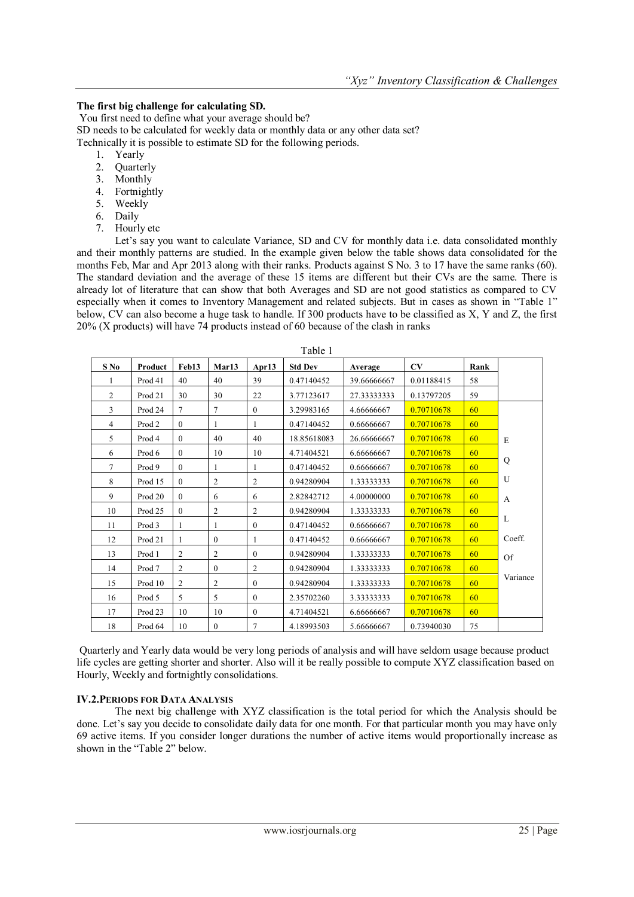**The first big challenge for calculating SD.**

You first need to define what your average should be?

SD needs to be calculated for weekly data or monthly data or any other data set?

Technically it is possible to estimate SD for the following periods.

1. Yearly
2. Quarterly
3. Monthly
4. Fortnightly
5. Weekly
6. Daily
7. Hourly etc

Let's say you want to calculate Variance, SD and CV for monthly data i.e. data consolidated monthly and their monthly patterns are studied. In the example given below the table shows data consolidated for the months Feb, Mar and Apr 2013 along with their ranks. Products against S No. 3 to 17 have the same ranks (60). The standard deviation and the average of these 15 items are different but their CVs are the same. There is already lot of literature that can show that both Averages and SD are not good statistics as compared to CV especially when it comes to Inventory Management and related subjects. But in cases as shown in "Table 1" below, CV can also become a huge task to handle. If 300 products have to be classified as X, Y and Z, the first 20% (X products) will have 74 products instead of 60 because of the clash in ranks

Table 1

| S No | Product | Feb13 | Mar13 | Apr13 | Std Dev | Average | CV | Rank | |
|---|---|---|---|---|---|---|---|---|---|
| 1 | Prod 41 | 40 | 40 | 39 | 0.47140452 | 39.66666667 | 0.01188415 | 58 | |
| 2 | Prod 21 | 30 | 30 | 22 | 3.77123617 | 27.33333333 | 0.13797205 | 59 | |
| 3 | Prod 24 | 7 | 7 | 0 | 3.29983165 | 4.66666667 | 0.70710678 | 60 | EQUAL Coeff. Of Variance |
| 4 | Prod 2 | 0 | 1 | 1 | 0.47140452 | 0.66666667 | 0.70710678 | 60 | |
| 5 | Prod 4 | 0 | 40 | 40 | 18.85618083 | 26.66666667 | 0.70710678 | 60 | |
| 6 | Prod 6 | 0 | 10 | 10 | 4.71404521 | 6.66666667 | 0.70710678 | 60 | |
| 7 | Prod 9 | 0 | 1 | 1 | 0.47140452 | 0.66666667 | 0.70710678 | 60 | |
| 8 | Prod 15 | 0 | 2 | 2 | 0.94280904 | 1.33333333 | 0.70710678 | 60 | |
| 9 | Prod 20 | 0 | 6 | 6 | 2.82842712 | 4.00000000 | 0.70710678 | 60 | |
| 10 | Prod 25 | 0 | 2 | 2 | 0.94280904 | 1.33333333 | 0.70710678 | 60 | |
| 11 | Prod 3 | 1 | 1 | 0 | 0.47140452 | 0.66666667 | 0.70710678 | 60 | |
| 12 | Prod 21 | 1 | 0 | 1 | 0.47140452 | 0.66666667 | 0.70710678 | 60 | |
| 13 | Prod 1 | 2 | 2 | 0 | 0.94280904 | 1.33333333 | 0.70710678 | 60 | |
| 14 | Prod 7 | 2 | 0 | 2 | 0.94280904 | 1.33333333 | 0.70710678 | 60 | |
| 15 | Prod 10 | 2 | 2 | 0 | 0.94280904 | 1.33333333 | 0.70710678 | 60 | |
| 16 | Prod 5 | 5 | 5 | 0 | 2.35702260 | 3.33333333 | 0.70710678 | 60 | |
| 17 | Prod 23 | 10 | 10 | 0 | 4.71404521 | 6.66666667 | 0.70710678 | 60 | |
| 18 | Prod 64 | 10 | 0 | 7 | 4.18993503 | 5.66666667 | 0.73940030 | 75 | |

Quarterly and Yearly data would be very long periods of analysis and will have seldom usage because product life cycles are getting shorter and shorter. Also will it be really possible to compute XYZ classification based on Hourly, Weekly and fortnightly consolidations.

### IV.2. Periods for Data Analysis

The next big challenge with XYZ classification is the total period for which the Analysis should be done. Let's say you decide to consolidate daily data for one month. For that particular month you may have only 69 active items. If you consider longer durations the number of active items would proportionally increase as shown in the "Table 2" below.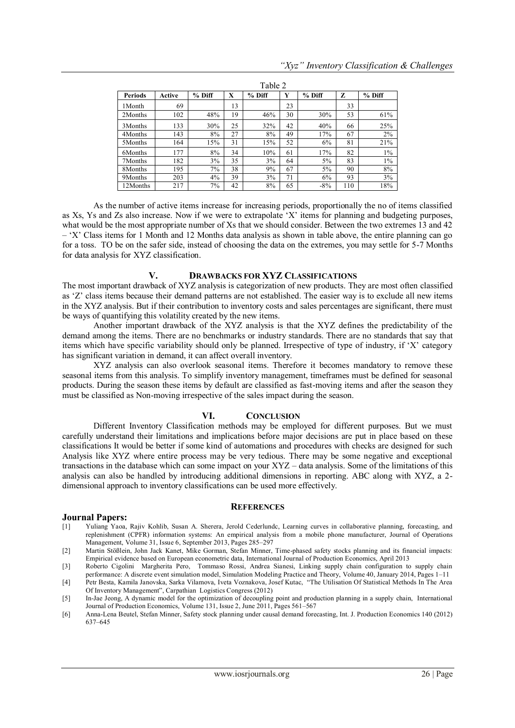Table 2

| Periods | Active | % Diff | X | % Diff | Y | % Diff | Z | % Diff |
|---|---|---|---|---|---|---|---|---|
| 1Month | 69 | | 13 | | 23 | | 33 | |
| 2Months | 102 | 48% | 19 | 46% | 30 | 30% | 53 | 61% |
| 3Months | 133 | 30% | 25 | 32% | 42 | 40% | 66 | 25% |
| 4Months | 143 | 8% | 27 | 8% | 49 | 17% | 67 | 2% |
| 5Months | 164 | 15% | 31 | 15% | 52 | 6% | 81 | 21% |
| 6Months | 177 | 8% | 34 | 10% | 61 | 17% | 82 | 1% |
| 7Months | 182 | 3% | 35 | 3% | 64 | 5% | 83 | 1% |
| 8Months | 195 | 7% | 38 | 9% | 67 | 5% | 90 | 8% |
| 9Months | 203 | 4% | 39 | 3% | 71 | 6% | 93 | 3% |
| 12Months | 217 | 7% | 42 | 8% | 65 | -8% | 110 | 18% |

As the number of active items increase for increasing periods, proportionally the no of items classified as Xs, Ys and Zs also increase. Now if we were to extrapolate 'X' items for planning and budgeting purposes, what would be the most appropriate number of Xs that we should consider. Between the two extremes 13 and 42 – 'X' Class items for 1 Month and 12 Months data analysis as shown in table above, the entire planning can go for a toss. TO be on the safer side, instead of choosing the data on the extremes, you may settle for 5-7 Months for data analysis for XYZ classification.

## V. Drawbacks for XYZ Classifications

The most important drawback of XYZ analysis is categorization of new products. They are most often classified as 'Z' class items because their demand patterns are not established. The easier way is to exclude all new items in the XYZ analysis. But if their contribution to inventory costs and sales percentages are significant, there must be ways of quantifying this volatility created by the new items.

Another important drawback of the XYZ analysis is that the XYZ defines the predictability of the demand among the items. There are no benchmarks or industry standards. There are no standards that say that items which have specific variability should only be planned. Irrespective of type of industry, if 'X' category has significant variation in demand, it can affect overall inventory.

XYZ analysis can also overlook seasonal items. Therefore it becomes mandatory to remove these seasonal items from this analysis. To simplify inventory management, timeframes must be defined for seasonal products. During the season these items by default are classified as fast-moving items and after the season they must be classified as Non-moving irrespective of the sales impact during the season.

## VI. Conclusion

Different Inventory Classification methods may be employed for different purposes. But we must carefully understand their limitations and implications before major decisions are put in place based on these classifications It would be better if some kind of automations and procedures with checks are designed for such Analysis like XYZ where entire process may be very tedious. There may be some negative and exceptional transactions in the database which can some impact on your XYZ – data analysis. Some of the limitations of this analysis can also be handled by introducing additional dimensions in reporting. ABC along with XYZ, a 2-dimensional approach to inventory classifications can be used more effectively.

## References

### Journal Papers:

[1] Yuliang Yaoa, Rajiv Kohlib, Susan A. Sherera, Jerold Cederlundc, Learning curves in collaborative planning, forecasting, and replenishment (CPFR) information systems: An empirical analysis from a mobile phone manufacturer, Journal of Operations Management, Volume 31, Issue 6, September 2013, Pages 285–297

[2] Martin Stößlein, John Jack Kanet, Mike Gorman, Stefan Minner, Time-phased safety stocks planning and its financial impacts: Empirical evidence based on European econometric data, International Journal of Production Economics, April 2013

[3] Roberto Cigolini Margherita Pero, Tommaso Rossi, Andrea Sianesi, Linking supply chain configuration to supply chain performance: A discrete event simulation model, Simulation Modeling Practice and Theory, Volume 40, January 2014, Pages 1–11

[4] Petr Besta, Kamila Janovska, Sarka Vilamova, Iveta Voznakova, Josef Kutac, "The Utilisation Of Statistical Methods In The Area Of Inventory Management", Carpathian Logistics Congress (2012)

[5] In-Jae Jeong, A dynamic model for the optimization of decoupling point and production planning in a supply chain, International Journal of Production Economics, Volume 131, Issue 2, June 2011, Pages 561–567

[6] Anna-Lena Beutel, Stefan Minner, Safety stock planning under causal demand forecasting, Int. J. Production Economics 140 (2012) 637–645